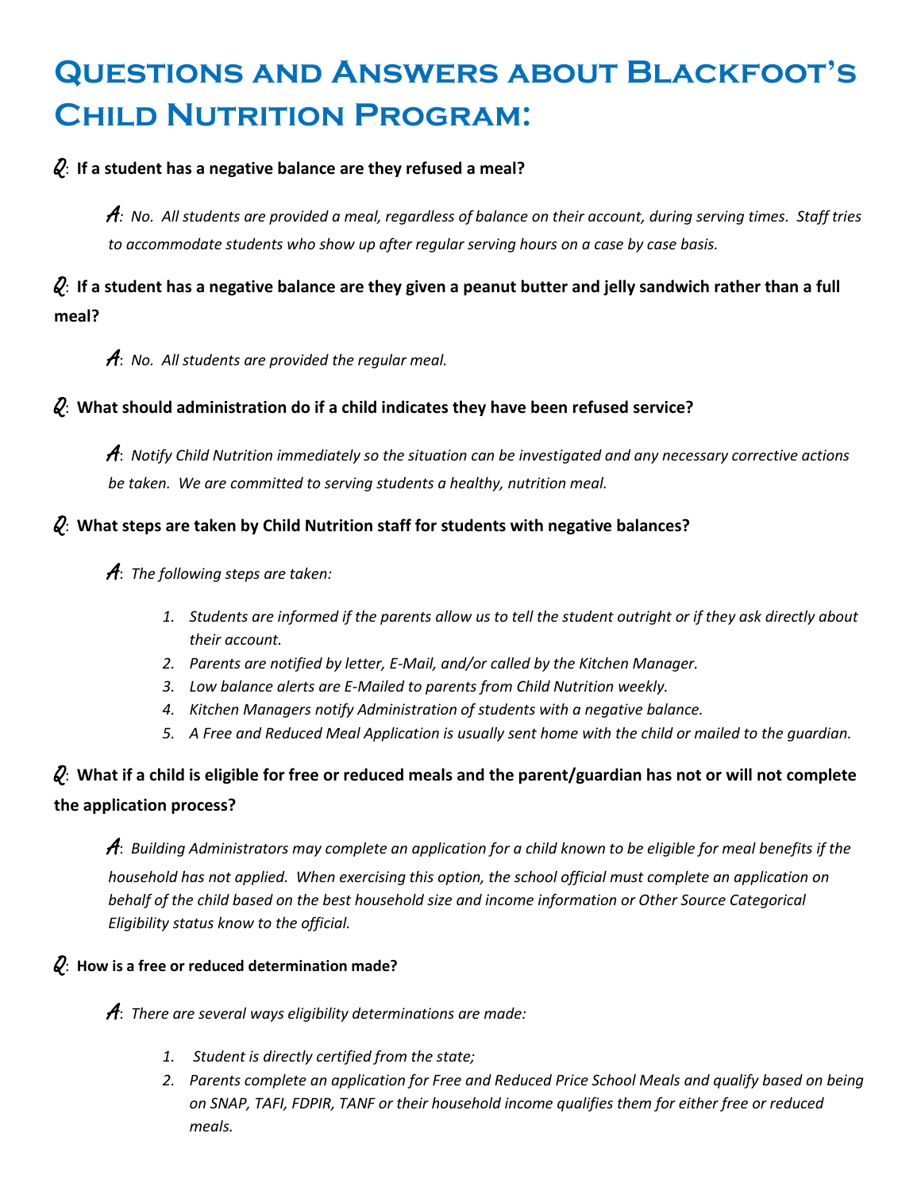# Questions and Answers about Blackfoot's Child Nutrition Program:

**Q: If a student has a negative balance are they refused a meal?**

> **A**: *No. All students are provided a meal, regardless of balance on their account, during serving times. Staff tries to accommodate students who show up after regular serving hours on a case by case basis.*

**Q: If a student has a negative balance are they given a peanut butter and jelly sandwich rather than a full meal?**

> **A**: *No. All students are provided the regular meal.*

**Q: What should administration do if a child indicates they have been refused service?**

> **A**: *Notify Child Nutrition immediately so the situation can be investigated and any necessary corrective actions be taken. We are committed to serving students a healthy, nutrition meal.*

**Q: What steps are taken by Child Nutrition staff for students with negative balances?**

> **A**: *The following steps are taken:*
>
> 1. *Students are informed if the parents allow us to tell the student outright or if they ask directly about their account.*
> 2. *Parents are notified by letter, E-Mail, and/or called by the Kitchen Manager.*
> 3. *Low balance alerts are E-Mailed to parents from Child Nutrition weekly.*
> 4. *Kitchen Managers notify Administration of students with a negative balance.*
> 5. *A Free and Reduced Meal Application is usually sent home with the child or mailed to the guardian.*

**Q: What if a child is eligible for free or reduced meals and the parent/guardian has not or will not complete the application process?**

> **A**: *Building Administrators may complete an application for a child known to be eligible for meal benefits if the household has not applied. When exercising this option, the school official must complete an application on behalf of the child based on the best household size and income information or Other Source Categorical Eligibility status know to the official.*

**Q: How is a free or reduced determination made?**

> **A**: *There are several ways eligibility determinations are made:*
>
> 1. *Student is directly certified from the state;*
> 2. *Parents complete an application for Free and Reduced Price School Meals and qualify based on being on SNAP, TAFI, FDPIR, TANF or their household income qualifies them for either free or reduced meals.*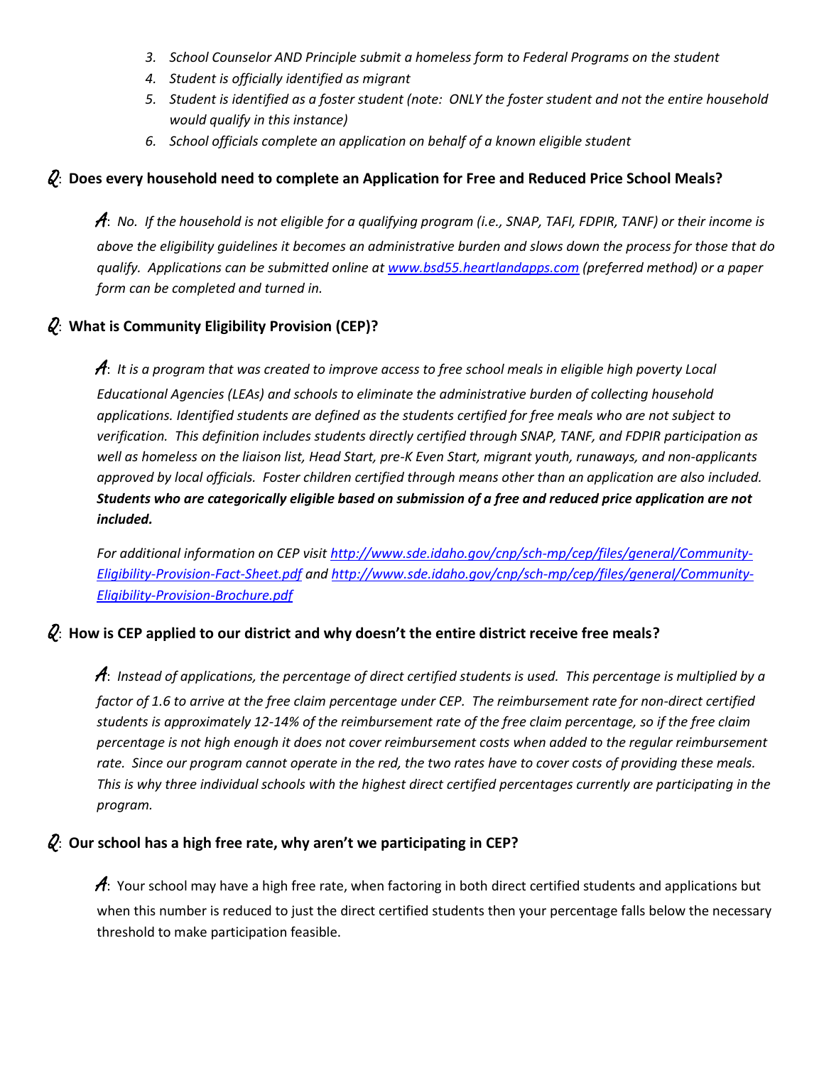3. *School Counselor AND Principle submit a homeless form to Federal Programs on the student*
4. *Student is officially identified as migrant*
5. *Student is identified as a foster student (note: ONLY the foster student and not the entire household would qualify in this instance)*
6. *School officials complete an application on behalf of a known eligible student*

**Q: Does every household need to complete an Application for Free and Reduced Price School Meals?**

> *A: No. If the household is not eligible for a qualifying program (i.e., SNAP, TAFI, FDPIR, TANF) or their income is above the eligibility guidelines it becomes an administrative burden and slows down the process for those that do qualify. Applications can be submitted online at [www.bsd55.heartlandapps.com](http://www.bsd55.heartlandapps.com) (preferred method) or a paper form can be completed and turned in.*

**Q: What is Community Eligibility Provision (CEP)?**

> *A: It is a program that was created to improve access to free school meals in eligible high poverty Local Educational Agencies (LEAs) and schools to eliminate the administrative burden of collecting household applications. Identified students are defined as the students certified for free meals who are not subject to verification. This definition includes students directly certified through SNAP, TANF, and FDPIR participation as well as homeless on the liaison list, Head Start, pre-K Even Start, migrant youth, runaways, and non-applicants approved by local officials. Foster children certified through means other than an application are also included.* ***Students who are categorically eligible based on submission of a free and reduced price application are not included.***
>
> *For additional information on CEP visit [http://www.sde.idaho.gov/cnp/sch-mp/cep/files/general/Community-Eligibility-Provision-Fact-Sheet.pdf](http://www.sde.idaho.gov/cnp/sch-mp/cep/files/general/Community-Eligibility-Provision-Fact-Sheet.pdf) and [http://www.sde.idaho.gov/cnp/sch-mp/cep/files/general/Community-Eligibility-Provision-Brochure.pdf](http://www.sde.idaho.gov/cnp/sch-mp/cep/files/general/Community-Eligibility-Provision-Brochure.pdf)*

**Q: How is CEP applied to our district and why doesn't the entire district receive free meals?**

> *A: Instead of applications, the percentage of direct certified students is used. This percentage is multiplied by a factor of 1.6 to arrive at the free claim percentage under CEP. The reimbursement rate for non-direct certified students is approximately 12-14% of the reimbursement rate of the free claim percentage, so if the free claim percentage is not high enough it does not cover reimbursement costs when added to the regular reimbursement rate. Since our program cannot operate in the red, the two rates have to cover costs of providing these meals. This is why three individual schools with the highest direct certified percentages currently are participating in the program.*

**Q: Our school has a high free rate, why aren't we participating in CEP?**

> A: Your school may have a high free rate, when factoring in both direct certified students and applications but when this number is reduced to just the direct certified students then your percentage falls below the necessary threshold to make participation feasible.